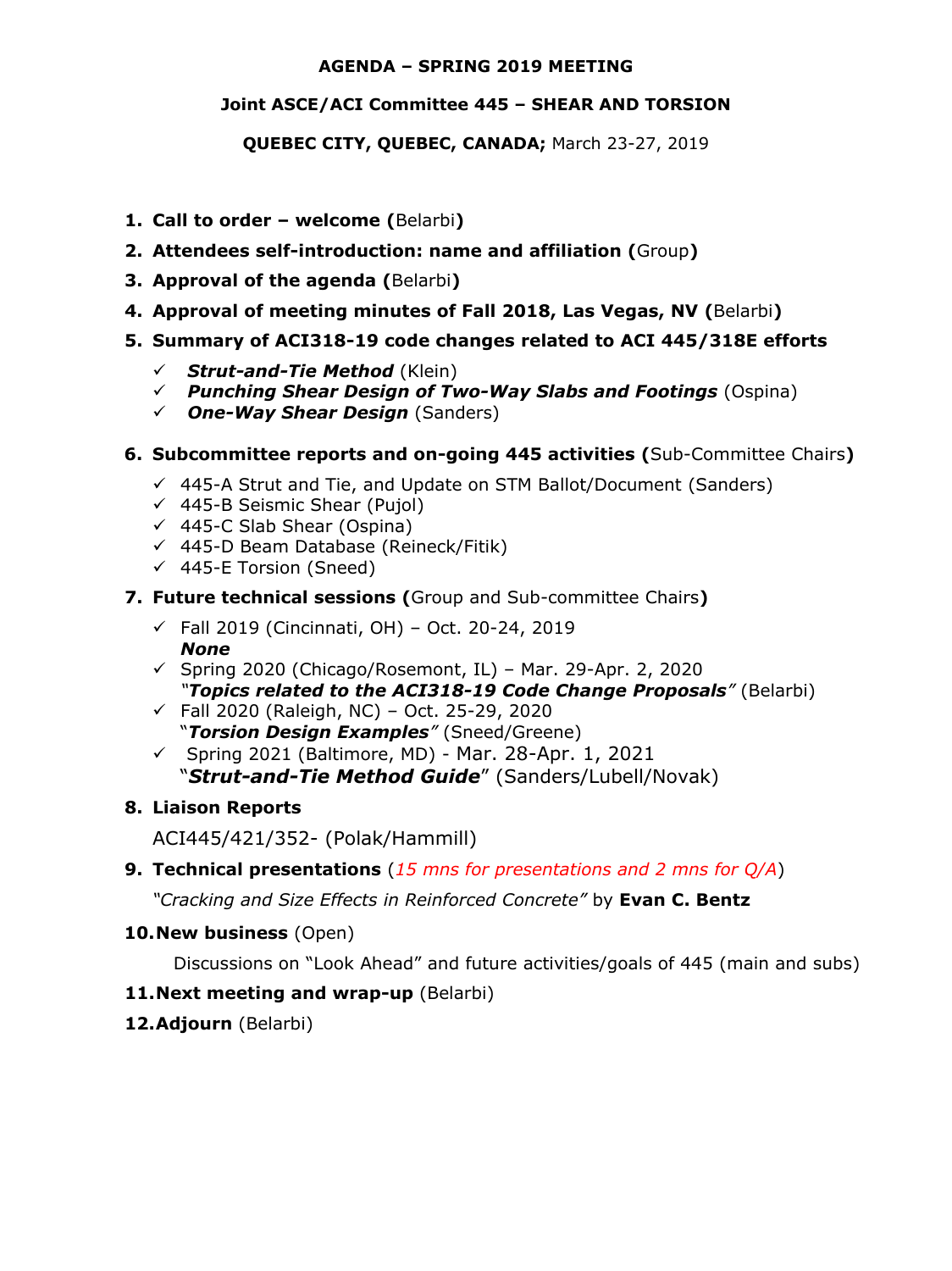**AGENDA – SPRING 2019 MEETING**

**Joint ASCE/ACI Committee 445 – SHEAR AND TORSION**

**QUEBEC CITY, QUEBEC, CANADA;** March 23-27, 2019

1. **Call to order – welcome (**Belarbi**)**
2. **Attendees self-introduction: name and affiliation (**Group**)**
3. **Approval of the agenda (**Belarbi**)**
4. **Approval of meeting minutes of Fall 2018, Las Vegas, NV (**Belarbi**)**
5. **Summary of ACI318-19 code changes related to ACI 445/318E efforts**
   - ✓ ***Strut-and-Tie Method*** (Klein)
   - ✓ ***Punching Shear Design of Two-Way Slabs and Footings*** (Ospina)
   - ✓ ***One-Way Shear Design*** (Sanders)
6. **Subcommittee reports and on-going 445 activities (**Sub-Committee Chairs**)**
   - ✓ 445-A Strut and Tie, and Update on STM Ballot/Document (Sanders)
   - ✓ 445-B Seismic Shear (Pujol)
   - ✓ 445-C Slab Shear (Ospina)
   - ✓ 445-D Beam Database (Reineck/Fitik)
   - ✓ 445-E Torsion (Sneed)
7. **Future technical sessions (**Group and Sub-committee Chairs**)**
   - ✓ Fall 2019 (Cincinnati, OH) – Oct. 20-24, 2019
     ***None***
   - ✓ Spring 2020 (Chicago/Rosemont, IL) – Mar. 29-Apr. 2, 2020
     *"**Topics related to the ACI318-19 Code Change Proposals**"* (Belarbi)
   - ✓ Fall 2020 (Raleigh, NC) – Oct. 25-29, 2020
     "***Torsion Design Examples***" (Sneed/Greene)
   - ✓ Spring 2021 (Baltimore, MD) - Mar. 28-Apr. 1, 2021
     "***Strut-and-Tie Method Guide***" (Sanders/Lubell/Novak)
8. **Liaison Reports**

   ACI445/421/352- (Polak/Hammill)
9. **Technical presentations** (*15 mns for presentations and 2 mns for Q/A*)

   *"Cracking and Size Effects in Reinforced Concrete"* by **Evan C. Bentz**
10. **New business** (Open)

    Discussions on "Look Ahead" and future activities/goals of 445 (main and subs)
11. **Next meeting and wrap-up** (Belarbi)
12. **Adjourn** (Belarbi)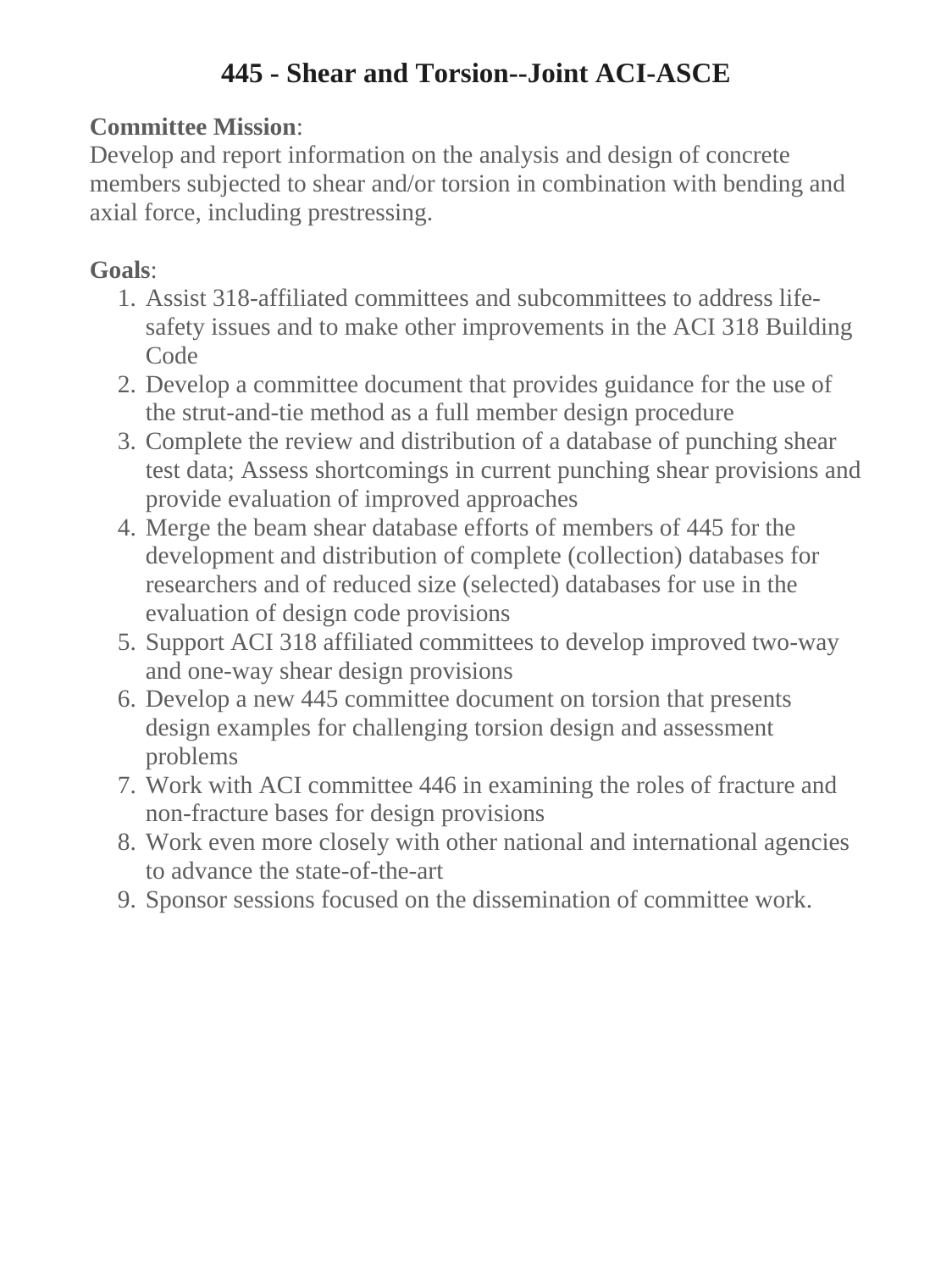# 445 - Shear and Torsion--Joint ACI-ASCE

**Committee Mission**:
Develop and report information on the analysis and design of concrete members subjected to shear and/or torsion in combination with bending and axial force, including prestressing.

**Goals**:

1. Assist 318-affiliated committees and subcommittees to address life-safety issues and to make other improvements in the ACI 318 Building Code
2. Develop a committee document that provides guidance for the use of the strut-and-tie method as a full member design procedure
3. Complete the review and distribution of a database of punching shear test data; Assess shortcomings in current punching shear provisions and provide evaluation of improved approaches
4. Merge the beam shear database efforts of members of 445 for the development and distribution of complete (collection) databases for researchers and of reduced size (selected) databases for use in the evaluation of design code provisions
5. Support ACI 318 affiliated committees to develop improved two-way and one-way shear design provisions
6. Develop a new 445 committee document on torsion that presents design examples for challenging torsion design and assessment problems
7. Work with ACI committee 446 in examining the roles of fracture and non-fracture bases for design provisions
8. Work even more closely with other national and international agencies to advance the state-of-the-art
9. Sponsor sessions focused on the dissemination of committee work.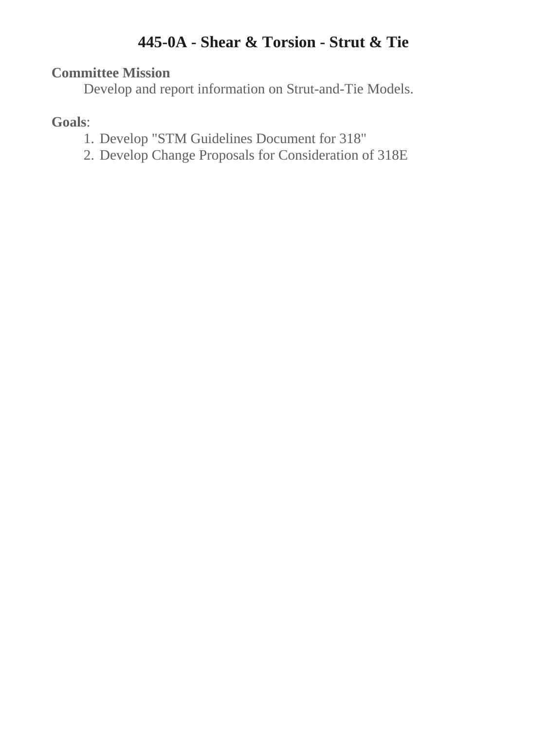# 445-0A - Shear & Torsion - Strut & Tie

**Committee Mission**

Develop and report information on Strut-and-Tie Models.

**Goals**:

1. Develop "STM Guidelines Document for 318"
2. Develop Change Proposals for Consideration of 318E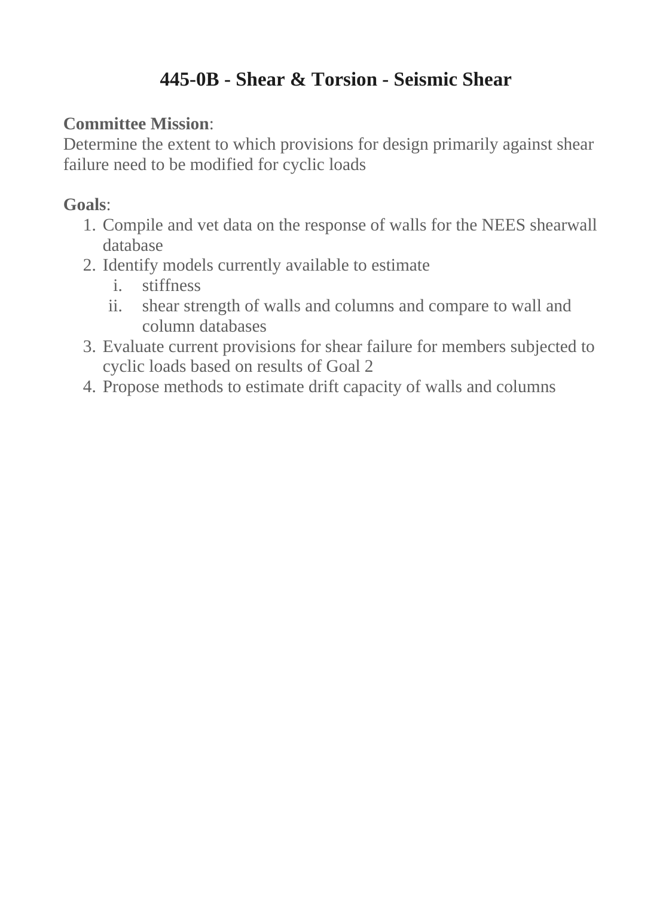# 445-0B - Shear & Torsion - Seismic Shear

**Committee Mission**:
Determine the extent to which provisions for design primarily against shear failure need to be modified for cyclic loads

**Goals**:

1. Compile and vet data on the response of walls for the NEES shearwall database
2. Identify models currently available to estimate
   1. stiffness
   2. shear strength of walls and columns and compare to wall and column databases
3. Evaluate current provisions for shear failure for members subjected to cyclic loads based on results of Goal 2
4. Propose methods to estimate drift capacity of walls and columns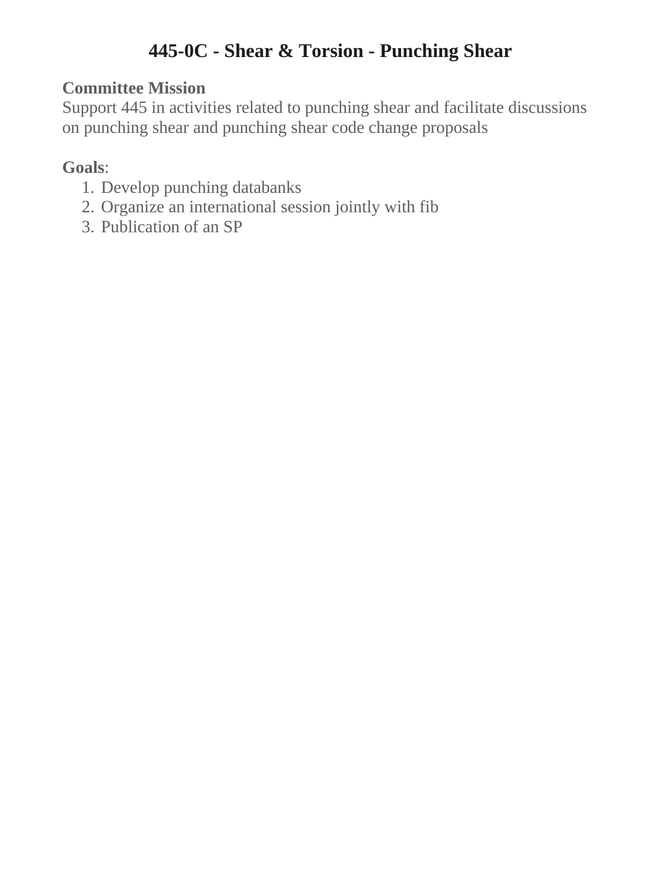# 445-0C - Shear & Torsion - Punching Shear

**Committee Mission**

Support 445 in activities related to punching shear and facilitate discussions on punching shear and punching shear code change proposals

**Goals**:

1. Develop punching databanks
2. Organize an international session jointly with fib
3. Publication of an SP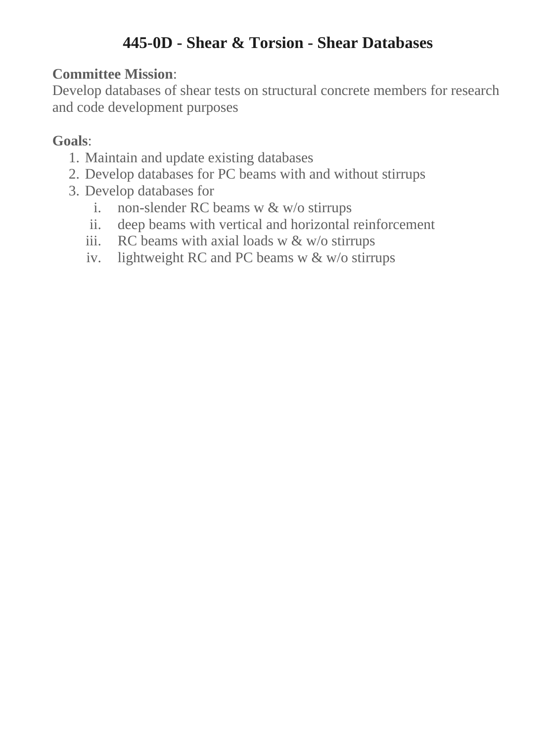# 445-0D - Shear & Torsion - Shear Databases

**Committee Mission**:
Develop databases of shear tests on structural concrete members for research and code development purposes

**Goals**:

1. Maintain and update existing databases
2. Develop databases for PC beams with and without stirrups
3. Develop databases for
   i. non-slender RC beams w & w/o stirrups
   ii. deep beams with vertical and horizontal reinforcement
   iii. RC beams with axial loads w & w/o stirrups
   iv. lightweight RC and PC beams w & w/o stirrups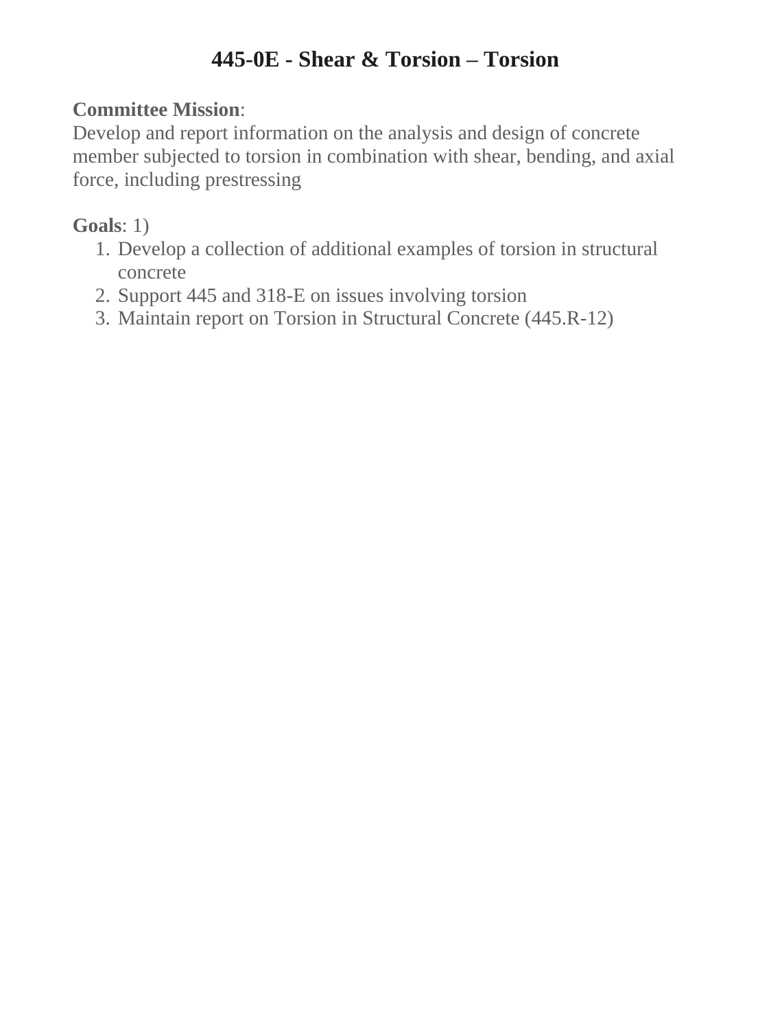# 445-0E - Shear & Torsion – Torsion

**Committee Mission**:
Develop and report information on the analysis and design of concrete member subjected to torsion in combination with shear, bending, and axial force, including prestressing

**Goals**: 1)

1. Develop a collection of additional examples of torsion in structural concrete
2. Support 445 and 318-E on issues involving torsion
3. Maintain report on Torsion in Structural Concrete (445.R-12)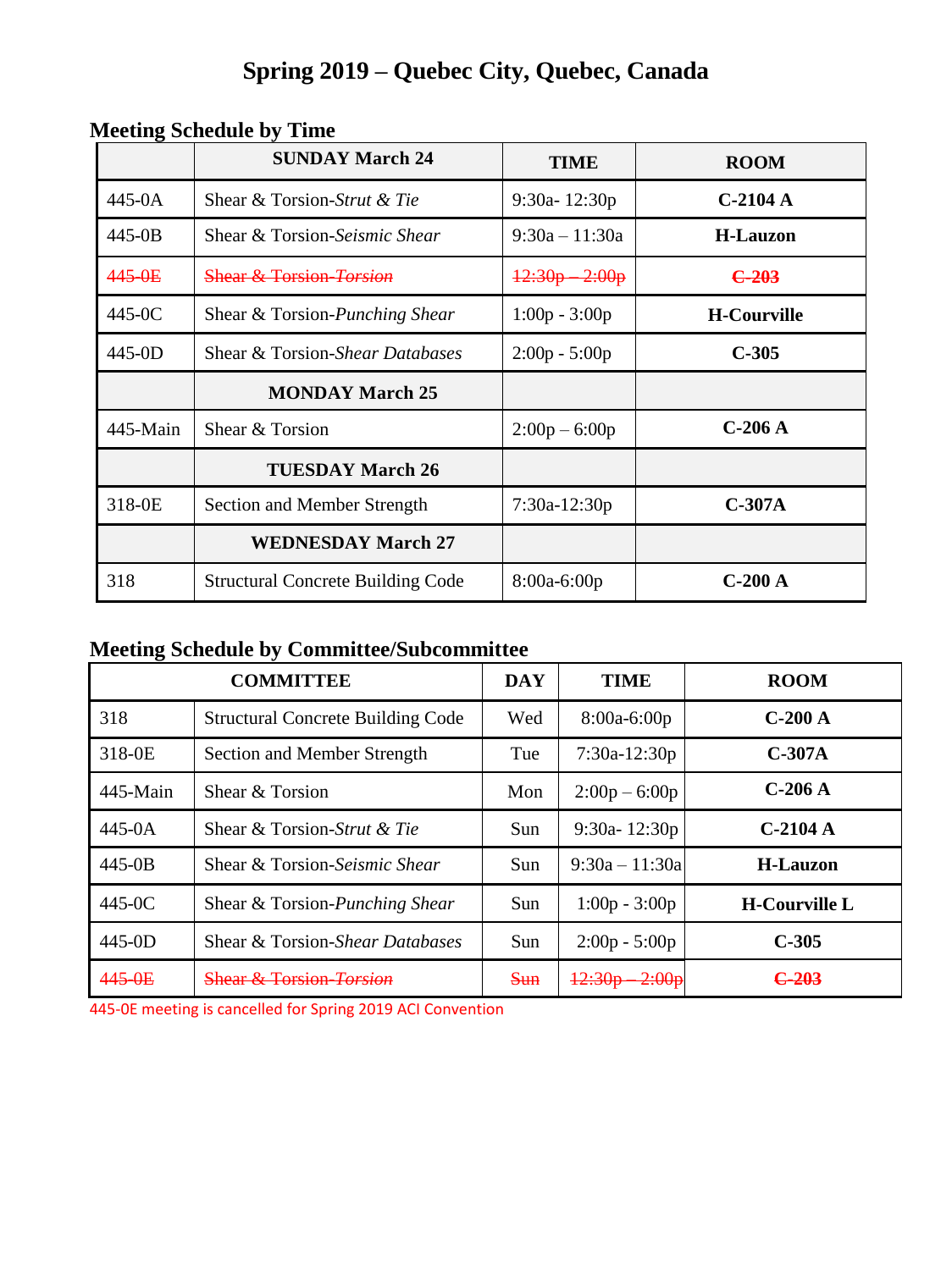# Spring 2019 – Quebec City, Quebec, Canada

## Meeting Schedule by Time

| | SUNDAY March 24 | TIME | ROOM |
|---|---|---|---|
| 445-0A | Shear & Torsion-*Strut & Tie* | 9:30a- 12:30p | **C-2104 A** |
| 445-0B | Shear & Torsion-*Seismic Shear* | 9:30a – 11:30a | **H-Lauzon** |
| ~~445-0E~~ | ~~Shear & Torsion-*Torsion*~~ | ~~12:30p – 2:00p~~ | ~~**C-203**~~ |
| 445-0C | Shear & Torsion-*Punching Shear* | 1:00p - 3:00p | **H-Courville** |
| 445-0D | Shear & Torsion-*Shear Databases* | 2:00p - 5:00p | **C-305** |
| | **MONDAY March 25** | | |
| 445-Main | Shear & Torsion | 2:00p – 6:00p | **C-206 A** |
| | **TUESDAY March 26** | | |
| 318-0E | Section and Member Strength | 7:30a-12:30p | **C-307A** |
| | **WEDNESDAY March 27** | | |
| 318 | Structural Concrete Building Code | 8:00a-6:00p | **C-200 A** |

## Meeting Schedule by Committee/Subcommittee

| COMMITTEE | | DAY | TIME | ROOM |
|---|---|---|---|---|
| 318 | Structural Concrete Building Code | Wed | 8:00a-6:00p | **C-200 A** |
| 318-0E | Section and Member Strength | Tue | 7:30a-12:30p | **C-307A** |
| 445-Main | Shear & Torsion | Mon | 2:00p – 6:00p | **C-206 A** |
| 445-0A | Shear & Torsion-*Strut & Tie* | Sun | 9:30a- 12:30p | **C-2104 A** |
| 445-0B | Shear & Torsion-*Seismic Shear* | Sun | 9:30a – 11:30a | **H-Lauzon** |
| 445-0C | Shear & Torsion-*Punching Shear* | Sun | 1:00p - 3:00p | **H-Courville L** |
| 445-0D | Shear & Torsion-*Shear Databases* | Sun | 2:00p - 5:00p | **C-305** |
| ~~445-0E~~ | ~~Shear & Torsion-*Torsion*~~ | ~~Sun~~ | ~~12:30p – 2:00p~~ | ~~**C-203**~~ |

445-0E meeting is cancelled for Spring 2019 ACI Convention